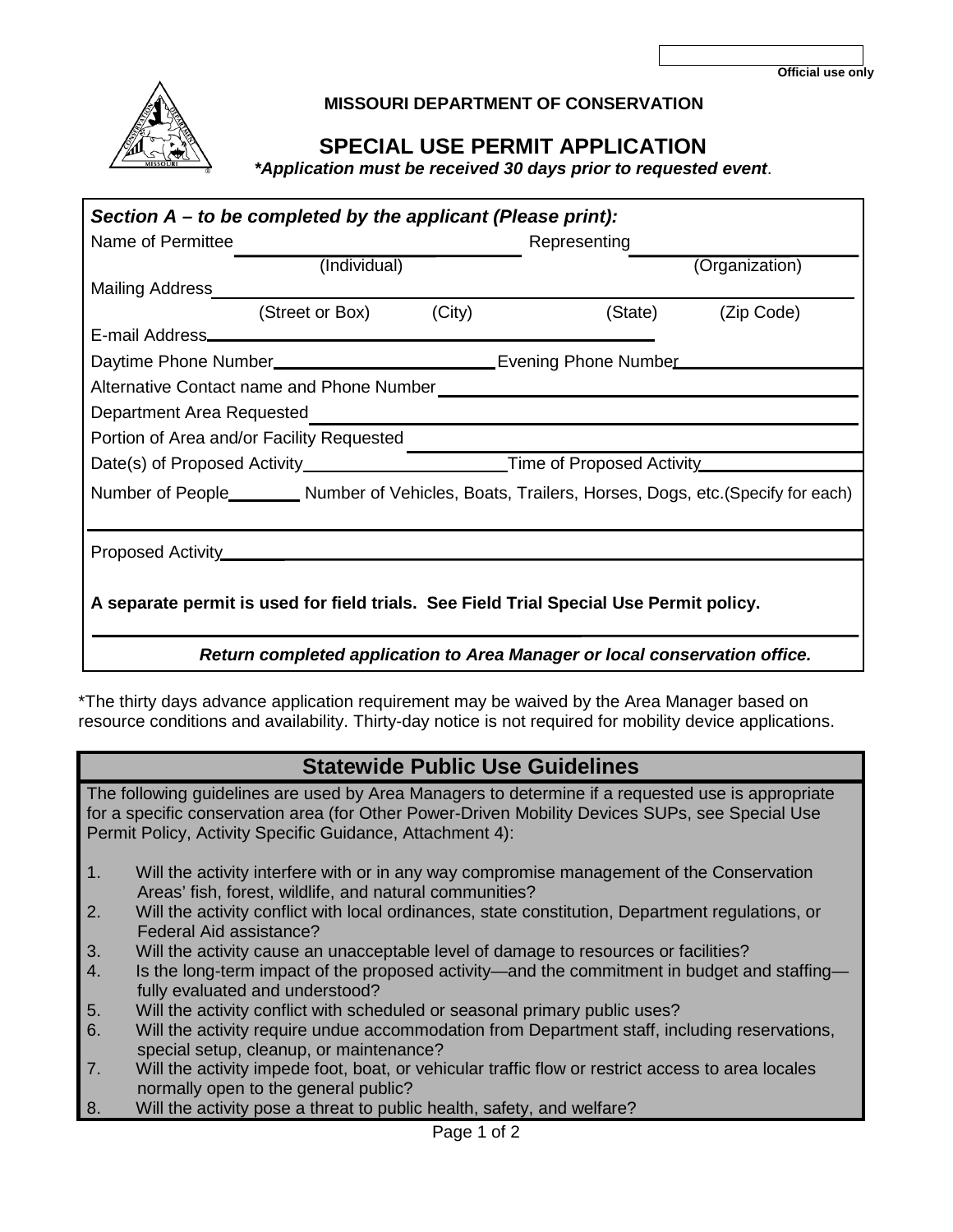Official use only

**MISSOURI DEPARTMENT OF CONSERVATION**

# SPECIAL USE PERMIT APPLICATION

***Application must be received 30 days prior to requested event**.*

***Section A – to be completed by the applicant (Please print):***

Name of Permittee ______________________ Representing ______________________
(Individual) (Organization)

Mailing Address ____________________________________________________________
(Street or Box) (City) (State) (Zip Code)

E-mail Address ______________________________________

Daytime Phone Number ______________________ Evening Phone Number ______________________

Alternative Contact name and Phone Number ______________________________________

Department Area Requested ______________________________________

Portion of Area and/or Facility Requested ______________________________________

Date(s) of Proposed Activity ______________________ Time of Proposed Activity ______________________

Number of People ________ Number of Vehicles, Boats, Trailers, Horses, Dogs, etc.(Specify for each)

______________________________________________________________________

Proposed Activity ______________________________________________________________

**A separate permit is used for field trials. See Field Trial Special Use Permit policy.**

______________________________________________________________________

***Return completed application to Area Manager or local conservation office.***

*The thirty days advance application requirement may be waived by the Area Manager based on resource conditions and availability. Thirty-day notice is not required for mobility device applications.

## Statewide Public Use Guidelines

The following guidelines are used by Area Managers to determine if a requested use is appropriate for a specific conservation area (for Other Power-Driven Mobility Devices SUPs, see Special Use Permit Policy, Activity Specific Guidance, Attachment 4):

1. Will the activity interfere with or in any way compromise management of the Conservation Areas' fish, forest, wildlife, and natural communities?
2. Will the activity conflict with local ordinances, state constitution, Department regulations, or Federal Aid assistance?
3. Will the activity cause an unacceptable level of damage to resources or facilities?
4. Is the long-term impact of the proposed activity—and the commitment in budget and staffing—fully evaluated and understood?
5. Will the activity conflict with scheduled or seasonal primary public uses?
6. Will the activity require undue accommodation from Department staff, including reservations, special setup, cleanup, or maintenance?
7. Will the activity impede foot, boat, or vehicular traffic flow or restrict access to area locales normally open to the general public?
8. Will the activity pose a threat to public health, safety, and welfare?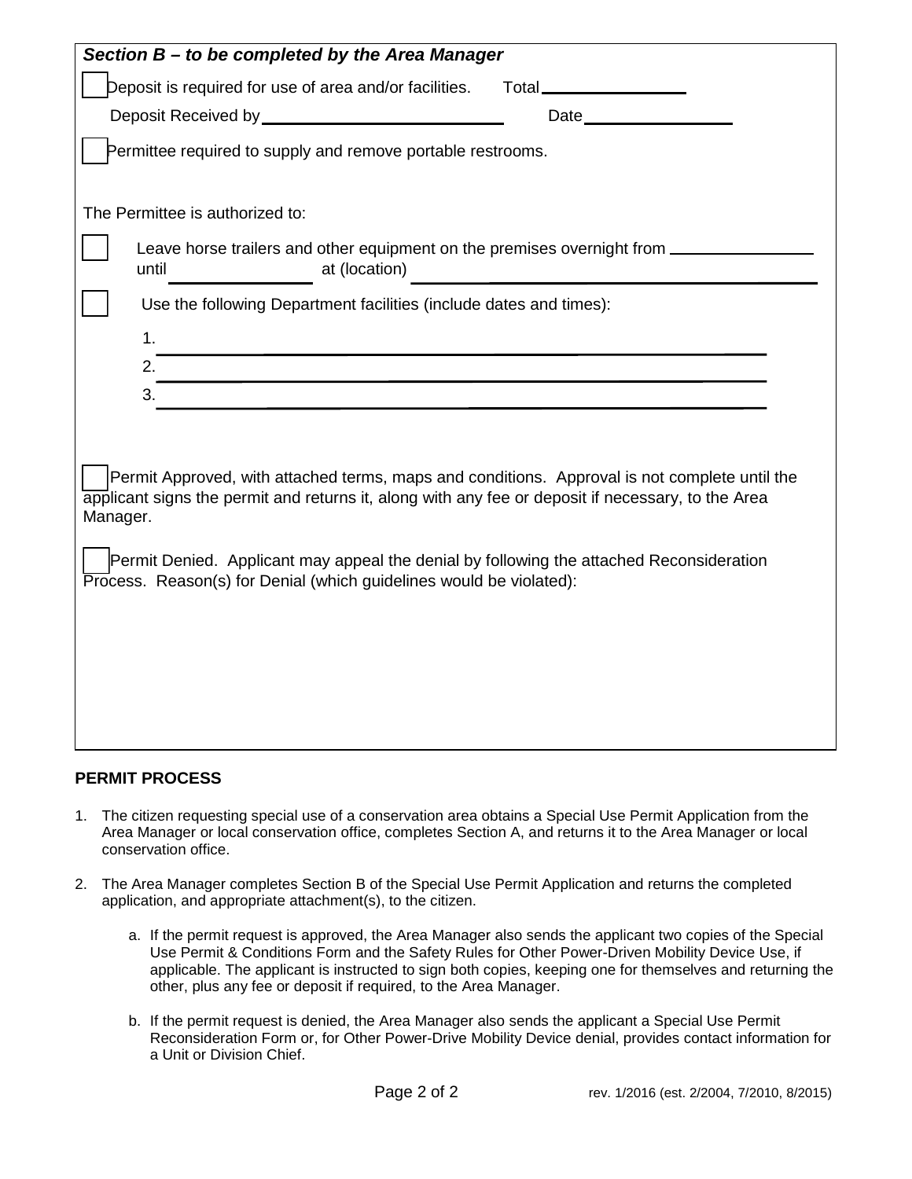***Section B – to be completed by the Area Manager***

☐ Deposit is required for use of area and/or facilities. Total_______________

Deposit Received by_________________________ Date_______________

☐ Permittee required to supply and remove portable restrooms.

The Permittee is authorized to:

☐ Leave horse trailers and other equipment on the premises overnight from _______________ until _______________ at (location) _______________________________________

☐ Use the following Department facilities (include dates and times):

1. _______________________________________________
2. _______________________________________________
3. _______________________________________________

☐ Permit Approved, with attached terms, maps and conditions. Approval is not complete until the applicant signs the permit and returns it, along with any fee or deposit if necessary, to the Area Manager.

☐ Permit Denied. Applicant may appeal the denial by following the attached Reconsideration Process. Reason(s) for Denial (which guidelines would be violated):

**PERMIT PROCESS**

1. The citizen requesting special use of a conservation area obtains a Special Use Permit Application from the Area Manager or local conservation office, completes Section A, and returns it to the Area Manager or local conservation office.

2. The Area Manager completes Section B of the Special Use Permit Application and returns the completed application, and appropriate attachment(s), to the citizen.

   a. If the permit request is approved, the Area Manager also sends the applicant two copies of the Special Use Permit & Conditions Form and the Safety Rules for Other Power-Driven Mobility Device Use, if applicable. The applicant is instructed to sign both copies, keeping one for themselves and returning the other, plus any fee or deposit if required, to the Area Manager.

   b. If the permit request is denied, the Area Manager also sends the applicant a Special Use Permit Reconsideration Form or, for Other Power-Drive Mobility Device denial, provides contact information for a Unit or Division Chief.

rev. 1/2016 (est. 2/2004, 7/2010, 8/2015)